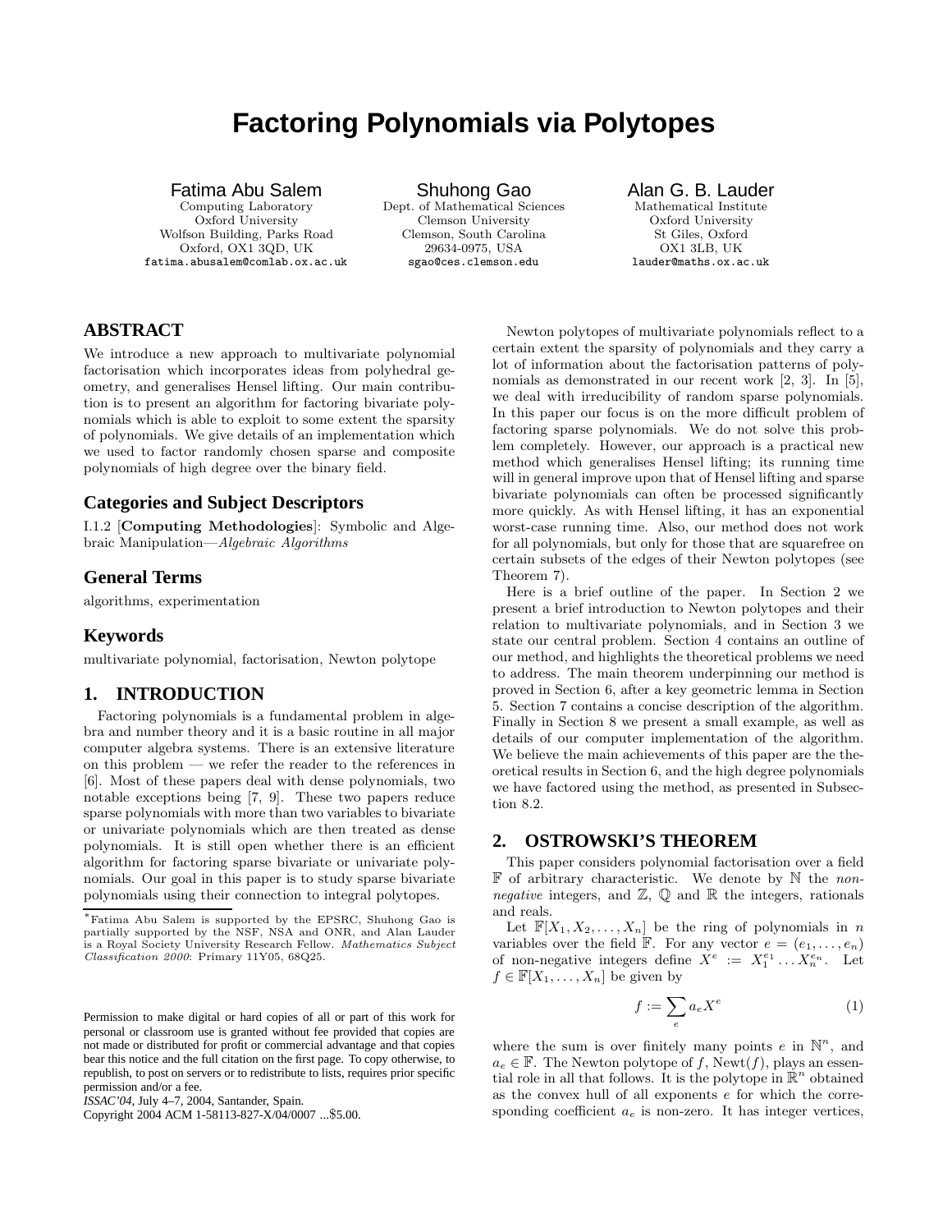# Factoring Polynomials via Polytopes

Fatima Abu Salem
Computing Laboratory
Oxford University
Wolfson Building, Parks Road
Oxford, OX1 3QD, UK
fatima.abusalem@comlab.ox.ac.uk

Shuhong Gao
Dept. of Mathematical Sciences
Clemson University
Clemson, South Carolina
29634-0975, USA
sgao@ces.clemson.edu

Alan G. B. Lauder
Mathematical Institute
Oxford University
St Giles, Oxford
OX1 3LB, UK
lauder@maths.ox.ac.uk

## ABSTRACT

We introduce a new approach to multivariate polynomial factorisation which incorporates ideas from polyhedral geometry, and generalises Hensel lifting. Our main contribution is to present an algorithm for factoring bivariate polynomials which is able to exploit to some extent the sparsity of polynomials. We give details of an implementation which we used to factor randomly chosen sparse and composite polynomials of high degree over the binary field.

## Categories and Subject Descriptors

I.1.2 [**Computing Methodologies**]: Symbolic and Algebraic Manipulation—*Algebraic Algorithms*

## General Terms

algorithms, experimentation

## Keywords

multivariate polynomial, factorisation, Newton polytope

## 1. INTRODUCTION

Factoring polynomials is a fundamental problem in algebra and number theory and it is a basic routine in all major computer algebra systems. There is an extensive literature on this problem — we refer the reader to the references in [6]. Most of these papers deal with dense polynomials, two notable exceptions being [7, 9]. These two papers reduce sparse polynomials with more than two variables to bivariate or univariate polynomials which are then treated as dense polynomials. It is still open whether there is an efficient algorithm for factoring sparse bivariate or univariate polynomials. Our goal in this paper is to study sparse bivariate polynomials using their connection to integral polytopes.

*Fatima Abu Salem is supported by the EPSRC, Shuhong Gao is partially supported by the NSF, NSA and ONR, and Alan Lauder is a Royal Society University Research Fellow. *Mathematics Subject Classification 2000*: Primary 11Y05, 68Q25.

Permission to make digital or hard copies of all or part of this work for personal or classroom use is granted without fee provided that copies are not made or distributed for profit or commercial advantage and that copies bear this notice and the full citation on the first page. To copy otherwise, to republish, to post on servers or to redistribute to lists, requires prior specific permission and/or a fee.
*ISSAC'04,* July 4–7, 2004, Santander, Spain.
Copyright 2004 ACM 1-58113-827-X/04/0007 ...$5.00.

Newton polytopes of multivariate polynomials reflect to a certain extent the sparsity of polynomials and they carry a lot of information about the factorisation patterns of polynomials as demonstrated in our recent work [2, 3]. In [5], we deal with irreducibility of random sparse polynomials. In this paper our focus is on the more difficult problem of factoring sparse polynomials. We do not solve this problem completely. However, our approach is a practical new method which generalises Hensel lifting; its running time will in general improve upon that of Hensel lifting and sparse bivariate polynomials can often be processed significantly more quickly. As with Hensel lifting, it has an exponential worst-case running time. Also, our method does not work for all polynomials, but only for those that are squarefree on certain subsets of the edges of their Newton polytopes (see Theorem 7).

Here is a brief outline of the paper. In Section 2 we present a brief introduction to Newton polytopes and their relation to multivariate polynomials, and in Section 3 we state our central problem. Section 4 contains an outline of our method, and highlights the theoretical problems we need to address. The main theorem underpinning our method is proved in Section 6, after a key geometric lemma in Section 5. Section 7 contains a concise description of the algorithm. Finally in Section 8 we present a small example, as well as details of our computer implementation of the algorithm. We believe the main achievements of this paper are the theoretical results in Section 6, and the high degree polynomials we have factored using the method, as presented in Subsection 8.2.

## 2. OSTROWSKI'S THEOREM

This paper considers polynomial factorisation over a field $\mathbb{F}$ of arbitrary characteristic. We denote by $\mathbb{N}$ the *non-negative* integers, and $\mathbb{Z}$, $\mathbb{Q}$ and $\mathbb{R}$ the integers, rationals and reals.

Let $\mathbb{F}[X_1, X_2, \ldots, X_n]$ be the ring of polynomials in $n$ variables over the field $\mathbb{F}$. For any vector $e = (e_1, \ldots, e_n)$ of non-negative integers define $X^e := X_1^{e_1} \ldots X_n^{e_n}$. Let $f \in \mathbb{F}[X_1, \ldots, X_n]$ be given by

$$f := \sum_e a_e X^e \tag{1}$$

where the sum is over finitely many points $e$ in $\mathbb{N}^n$, and $a_e \in \mathbb{F}$. The Newton polytope of $f$, $\mathrm{Newt}(f)$, plays an essential role in all that follows. It is the polytope in $\mathbb{R}^n$ obtained as the convex hull of all exponents $e$ for which the corresponding coefficient $a_e$ is non-zero. It has integer vertices,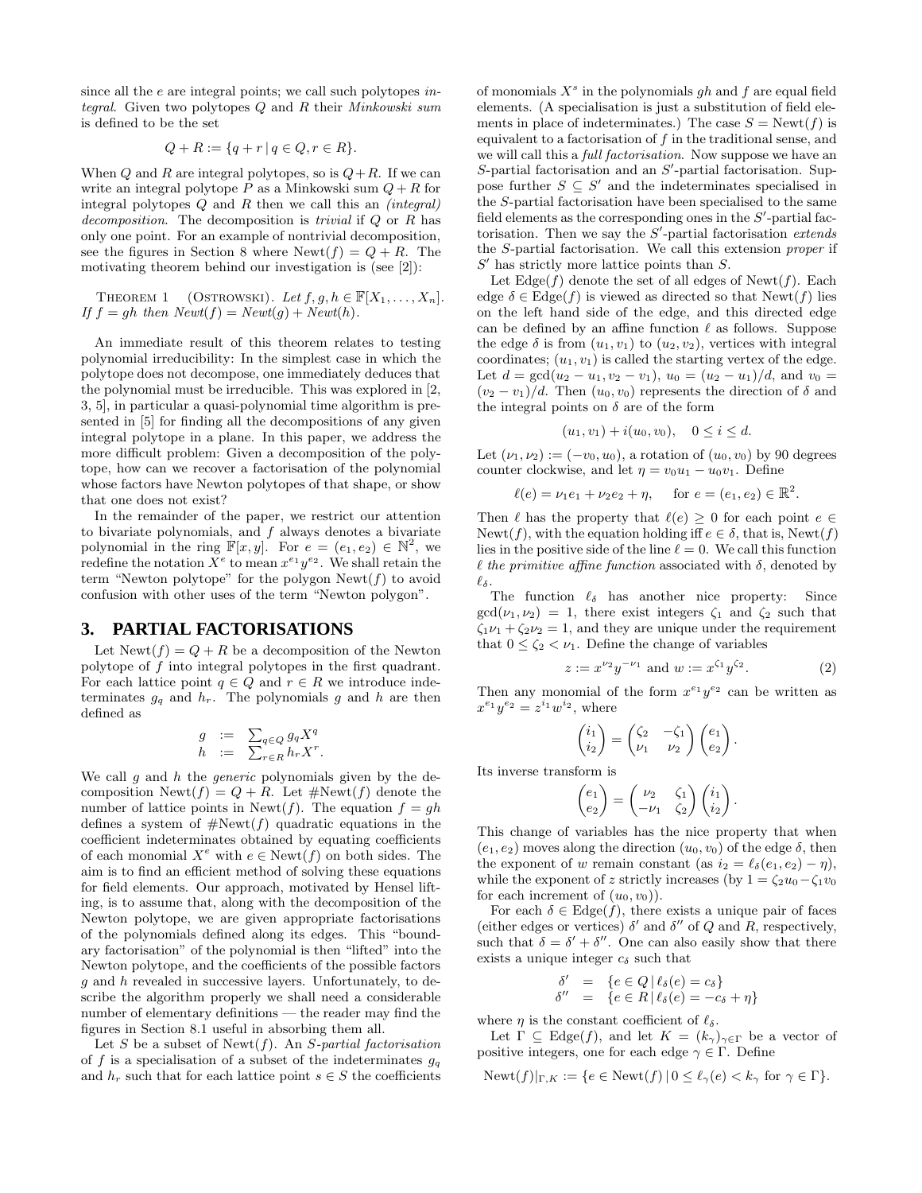since all the $e$ are integral points; we call such polytopes *integral*. Given two polytopes $Q$ and $R$ their *Minkowski sum* is defined to be the set

$$Q + R := \{q + r \mid q \in Q, r \in R\}.$$

When $Q$ and $R$ are integral polytopes, so is $Q+R$. If we can write an integral polytope $P$ as a Minkowski sum $Q + R$ for integral polytopes $Q$ and $R$ then we call this an *(integral) decomposition*. The decomposition is *trivial* if $Q$ or $R$ has only one point. For an example of nontrivial decomposition, see the figures in Section 8 where $\text{Newt}(f) = Q + R$. The motivating theorem behind our investigation is (see [2]):

THEOREM 1 (OSTROWSKI). *Let $f, g, h \in \mathbb{F}[X_1, \ldots, X_n]$. If $f = gh$ then $\text{Newt}(f) = \text{Newt}(g) + \text{Newt}(h)$.*

An immediate result of this theorem relates to testing polynomial irreducibility: In the simplest case in which the polytope does not decompose, one immediately deduces that the polynomial must be irreducible. This was explored in [2, 3, 5], in particular a quasi-polynomial time algorithm is presented in [5] for finding all the decompositions of any given integral polytope in a plane. In this paper, we address the more difficult problem: Given a decomposition of the polytope, how can we recover a factorisation of the polynomial whose factors have Newton polytopes of that shape, or show that one does not exist?

In the remainder of the paper, we restrict our attention to bivariate polynomials, and $f$ always denotes a bivariate polynomial in the ring $\mathbb{F}[x, y]$. For $e = (e_1, e_2) \in \mathbb{N}^2$, we redefine the notation $X^e$ to mean $x^{e_1}y^{e_2}$. We shall retain the term "Newton polytope" for the polygon $\text{Newt}(f)$ to avoid confusion with other uses of the term "Newton polygon".

## 3. PARTIAL FACTORISATIONS

Let $\text{Newt}(f) = Q + R$ be a decomposition of the Newton polytope of $f$ into integral polytopes in the first quadrant. For each lattice point $q \in Q$ and $r \in R$ we introduce indeterminates $g_q$ and $h_r$. The polynomials $g$ and $h$ are then defined as

$$\begin{aligned} g &:= \textstyle\sum_{q \in Q} g_q X^q \\ h &:= \textstyle\sum_{r \in R} h_r X^r. \end{aligned}$$

We call $g$ and $h$ the *generic* polynomials given by the decomposition $\text{Newt}(f) = Q + R$. Let $\#\text{Newt}(f)$ denote the number of lattice points in $\text{Newt}(f)$. The equation $f = gh$ defines a system of $\#\text{Newt}(f)$ quadratic equations in the coefficient indeterminates obtained by equating coefficients of each monomial $X^e$ with $e \in \text{Newt}(f)$ on both sides. The aim is to find an efficient method of solving these equations for field elements. Our approach, motivated by Hensel lifting, is to assume that, along with the decomposition of the Newton polytope, we are given appropriate factorisations of the polynomials defined along its edges. This "boundary factorisation" of the polynomial is then "lifted" into the Newton polytope, and the coefficients of the possible factors $g$ and $h$ revealed in successive layers. Unfortunately, to describe the algorithm properly we shall need a considerable number of elementary definitions — the reader may find the figures in Section 8.1 useful in absorbing them all.

Let $S$ be a subset of $\text{Newt}(f)$. An *$S$-partial factorisation* of $f$ is a specialisation of a subset of the indeterminates $g_q$ and $h_r$ such that for each lattice point $s \in S$ the coefficients of monomials $X^s$ in the polynomials $gh$ and $f$ are equal field elements. (A specialisation is just a substitution of field elements in place of indeterminates.) The case $S = \text{Newt}(f)$ is equivalent to a factorisation of $f$ in the traditional sense, and we will call this a *full factorisation*. Now suppose we have an $S$-partial factorisation and an $S'$-partial factorisation. Suppose further $S \subseteq S'$ and the indeterminates specialised in the $S$-partial factorisation have been specialised to the same field elements as the corresponding ones in the $S'$-partial factorisation. Then we say the $S'$-partial factorisation *extends* the $S$-partial factorisation. We call this extension *proper* if $S'$ has strictly more lattice points than $S$.

Let $\text{Edge}(f)$ denote the set of all edges of $\text{Newt}(f)$. Each edge $\delta \in \text{Edge}(f)$ is viewed as directed so that $\text{Newt}(f)$ lies on the left hand side of the edge, and this directed edge can be defined by an affine function $\ell$ as follows. Suppose the edge $\delta$ is from $(u_1, v_1)$ to $(u_2, v_2)$, vertices with integral coordinates; $(u_1, v_1)$ is called the starting vertex of the edge. Let $d = \gcd(u_2 - u_1, v_2 - v_1)$, $u_0 = (u_2 - u_1)/d$, and $v_0 = (v_2 - v_1)/d$. Then $(u_0, v_0)$ represents the direction of $\delta$ and the integral points on $\delta$ are of the form

$$(u_1, v_1) + i(u_0, v_0), \quad 0 \le i \le d.$$

Let $(\nu_1, \nu_2) := (-v_0, u_0)$, a rotation of $(u_0, v_0)$ by 90 degrees counter clockwise, and let $\eta = v_0 u_1 - u_0 v_1$. Define

$$\ell(e) = \nu_1 e_1 + \nu_2 e_2 + \eta, \quad \text{for } e = (e_1, e_2) \in \mathbb{R}^2.$$

Then $\ell$ has the property that $\ell(e) \ge 0$ for each point $e \in \text{Newt}(f)$, with the equation holding iff $e \in \delta$, that is, $\text{Newt}(f)$ lies in the positive side of the line $\ell = 0$. We call this function $\ell$ *the primitive affine function* associated with $\delta$, denoted by $\ell_\delta$.

The function $\ell_\delta$ has another nice property: Since $\gcd(\nu_1, \nu_2) = 1$, there exist integers $\zeta_1$ and $\zeta_2$ such that $\zeta_1\nu_1 + \zeta_2\nu_2 = 1$, and they are unique under the requirement that $0 \le \zeta_2 < \nu_1$. Define the change of variables

$$z := x^{\nu_2}y^{-\nu_1} \text{ and } w := x^{\zeta_1}y^{\zeta_2}. \tag{2}$$

Then any monomial of the form $x^{e_1}y^{e_2}$ can be written as $x^{e_1}y^{e_2} = z^{i_1}w^{i_2}$, where

$$\begin{pmatrix} i_1 \\ i_2 \end{pmatrix} = \begin{pmatrix} \zeta_2 & -\zeta_1 \\ \nu_1 & \nu_2 \end{pmatrix} \begin{pmatrix} e_1 \\ e_2 \end{pmatrix}.$$

Its inverse transform is

$$\begin{pmatrix} e_1 \\ e_2 \end{pmatrix} = \begin{pmatrix} \nu_2 & \zeta_1 \\ -\nu_1 & \zeta_2 \end{pmatrix} \begin{pmatrix} i_1 \\ i_2 \end{pmatrix}.$$

This change of variables has the nice property that when $(e_1, e_2)$ moves along the direction $(u_0, v_0)$ of the edge $\delta$, then the exponent of $w$ remain constant (as $i_2 = \ell_\delta(e_1, e_2) - \eta$), while the exponent of $z$ strictly increases (by $1 = \zeta_2 u_0 - \zeta_1 v_0$ for each increment of $(u_0, v_0)$).

For each $\delta \in \text{Edge}(f)$, there exists a unique pair of faces (either edges or vertices) $\delta'$ and $\delta''$ of $Q$ and $R$, respectively, such that $\delta = \delta' + \delta''$. One can also easily show that there exists a unique integer $c_\delta$ such that

$$\begin{aligned} \delta' &= \{e \in Q \mid \ell_\delta(e) = c_\delta\} \\ \delta'' &= \{e \in R \mid \ell_\delta(e) = -c_\delta + \eta\} \end{aligned}$$

where $\eta$ is the constant coefficient of $\ell_\delta$.

Let $\Gamma \subseteq \text{Edge}(f)$, and let $K = (k_\gamma)_{\gamma \in \Gamma}$ be a vector of positive integers, one for each edge $\gamma \in \Gamma$. Define

$$\text{Newt}(f)|_{\Gamma,K} := \{e \in \text{Newt}(f) \mid 0 \le \ell_\gamma(e) < k_\gamma \text{ for } \gamma \in \Gamma\}.$$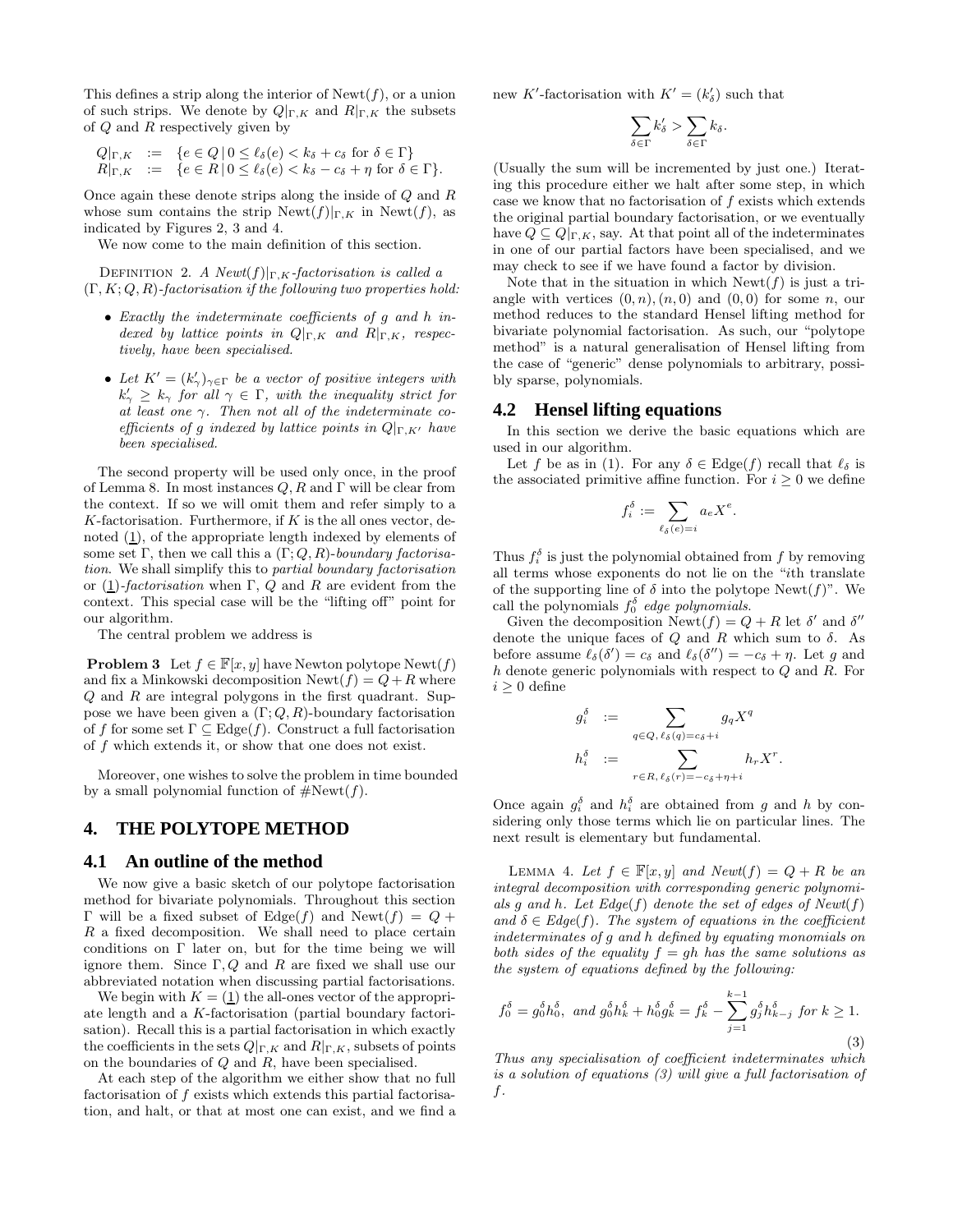This defines a strip along the interior of $\mathrm{Newt}(f)$, or a union of such strips. We denote by $Q|_{\Gamma,K}$ and $R|_{\Gamma,K}$ the subsets of $Q$ and $R$ respectively given by

$$
\begin{aligned}
Q|_{\Gamma,K} &:= \{e \in Q \,|\, 0 \le \ell_\delta(e) < k_\delta + c_\delta \text{ for } \delta \in \Gamma\} \\
R|_{\Gamma,K} &:= \{e \in R \,|\, 0 \le \ell_\delta(e) < k_\delta - c_\delta + \eta \text{ for } \delta \in \Gamma\}.
\end{aligned}
$$

Once again these denote strips along the inside of $Q$ and $R$ whose sum contains the strip $\mathrm{Newt}(f)|_{\Gamma,K}$ in $\mathrm{Newt}(f)$, as indicated by Figures 2, 3 and 4.

We now come to the main definition of this section.

Definition 2. *A $\mathrm{Newt}(f)|_{\Gamma,K}$-factorisation is called a $(\Gamma, K; Q, R)$-factorisation if the following two properties hold:*

- *Exactly the indeterminate coefficients of $g$ and $h$ indexed by lattice points in $Q|_{\Gamma,K}$ and $R|_{\Gamma,K}$, respectively, have been specialised.*
- *Let $K' = (k'_\gamma)_{\gamma\in\Gamma}$ be a vector of positive integers with $k'_\gamma \ge k_\gamma$ for all $\gamma \in \Gamma$, with the inequality strict for at least one $\gamma$. Then not all of the indeterminate coefficients of $g$ indexed by lattice points in $Q|_{\Gamma,K'}$ have been specialised.*

The second property will be used only once, in the proof of Lemma 8. In most instances $Q, R$ and $\Gamma$ will be clear from the context. If so we will omit them and refer simply to a $K$-factorisation. Furthermore, if $K$ is the all ones vector, denoted $(\underline{1})$, of the appropriate length indexed by elements of some set $\Gamma$, then we call this a $(\Gamma; Q, R)$-*boundary factorisation*. We shall simplify this to *partial boundary factorisation* or $(\underline{1})$-*factorisation* when $\Gamma$, $Q$ and $R$ are evident from the context. This special case will be the "lifting off" point for our algorithm.

The central problem we address is

**Problem 3** Let $f \in \mathbb{F}[x, y]$ have Newton polytope $\mathrm{Newt}(f)$ and fix a Minkowski decomposition $\mathrm{Newt}(f) = Q + R$ where $Q$ and $R$ are integral polygons in the first quadrant. Suppose we have been given a $(\Gamma; Q, R)$-boundary factorisation of $f$ for some set $\Gamma \subseteq \mathrm{Edge}(f)$. Construct a full factorisation of $f$ which extends it, or show that one does not exist.

Moreover, one wishes to solve the problem in time bounded by a small polynomial function of $\#\mathrm{Newt}(f)$.

## 4. THE POLYTOPE METHOD

### 4.1 An outline of the method

We now give a basic sketch of our polytope factorisation method for bivariate polynomials. Throughout this section $\Gamma$ will be a fixed subset of $\mathrm{Edge}(f)$ and $\mathrm{Newt}(f) = Q + R$ a fixed decomposition. We shall need to place certain conditions on $\Gamma$ later on, but for the time being we will ignore them. Since $\Gamma, Q$ and $R$ are fixed we shall use our abbreviated notation when discussing partial factorisations.

We begin with $K = (\underline{1})$ the all-ones vector of the appropriate length and a $K$-factorisation (partial boundary factorisation). Recall this is a partial factorisation in which exactly the coefficients in the sets $Q|_{\Gamma,K}$ and $R|_{\Gamma,K}$, subsets of points on the boundaries of $Q$ and $R$, have been specialised.

At each step of the algorithm we either show that no full factorisation of $f$ exists which extends this partial factorisation, and halt, or that at most one can exist, and we find a new $K'$-factorisation with $K' = (k'_\delta)$ such that

$$
\sum_{\delta\in\Gamma} k'_\delta > \sum_{\delta\in\Gamma} k_\delta.
$$

(Usually the sum will be incremented by just one.) Iterating this procedure either we halt after some step, in which case we know that no factorisation of $f$ exists which extends the original partial boundary factorisation, or we eventually have $Q \subseteq Q|_{\Gamma,K}$, say. At that point all of the indeterminates in one of our partial factors have been specialised, and we may check to see if we have found a factor by division.

Note that in the situation in which $\mathrm{Newt}(f)$ is just a triangle with vertices $(0, n), (n, 0)$ and $(0, 0)$ for some $n$, our method reduces to the standard Hensel lifting method for bivariate polynomial factorisation. As such, our "polytope method" is a natural generalisation of Hensel lifting from the case of "generic" dense polynomials to arbitrary, possibly sparse, polynomials.

### 4.2 Hensel lifting equations

In this section we derive the basic equations which are used in our algorithm.

Let $f$ be as in (1). For any $\delta \in \mathrm{Edge}(f)$ recall that $\ell_\delta$ is the associated primitive affine function. For $i \ge 0$ we define

$$
f_i^\delta := \sum_{\ell_\delta(e)=i} a_e X^e.
$$

Thus $f_i^\delta$ is just the polynomial obtained from $f$ by removing all terms whose exponents do not lie on the "$i$th translate of the supporting line of $\delta$ into the polytope $\mathrm{Newt}(f)$". We call the polynomials $f_0^\delta$ *edge polynomials*.

Given the decomposition $\mathrm{Newt}(f) = Q + R$ let $\delta'$ and $\delta''$ denote the unique faces of $Q$ and $R$ which sum to $\delta$. As before assume $\ell_\delta(\delta') = c_\delta$ and $\ell_\delta(\delta'') = -c_\delta + \eta$. Let $g$ and $h$ denote generic polynomials with respect to $Q$ and $R$. For $i \ge 0$ define

$$
\begin{aligned}
g_i^\delta &:= \sum_{q\in Q,\, \ell_\delta(q)=c_\delta+i} g_q X^q \\
h_i^\delta &:= \sum_{r\in R,\, \ell_\delta(r)=-c_\delta+\eta+i} h_r X^r.
\end{aligned}
$$

Once again $g_i^\delta$ and $h_i^\delta$ are obtained from $g$ and $h$ by considering only those terms which lie on particular lines. The next result is elementary but fundamental.

Lemma 4. *Let $f \in \mathbb{F}[x, y]$ and $\mathrm{Newt}(f) = Q + R$ be an integral decomposition with corresponding generic polynomials $g$ and $h$. Let $\mathrm{Edge}(f)$ denote the set of edges of $\mathrm{Newt}(f)$ and $\delta \in \mathrm{Edge}(f)$. The system of equations in the coefficient indeterminates of $g$ and $h$ defined by equating monomials on both sides of the equality $f = gh$ has the same solutions as the system of equations defined by the following:*

$$
f_0^\delta = g_0^\delta h_0^\delta, \text{ and } g_0^\delta h_k^\delta + h_0^\delta g_k^\delta = f_k^\delta - \sum_{j=1}^{k-1} g_j^\delta h_{k-j}^\delta \text{ for } k \ge 1. \tag{3}
$$

*Thus any specialisation of coefficient indeterminates which is a solution of equations (3) will give a full factorisation of $f$.*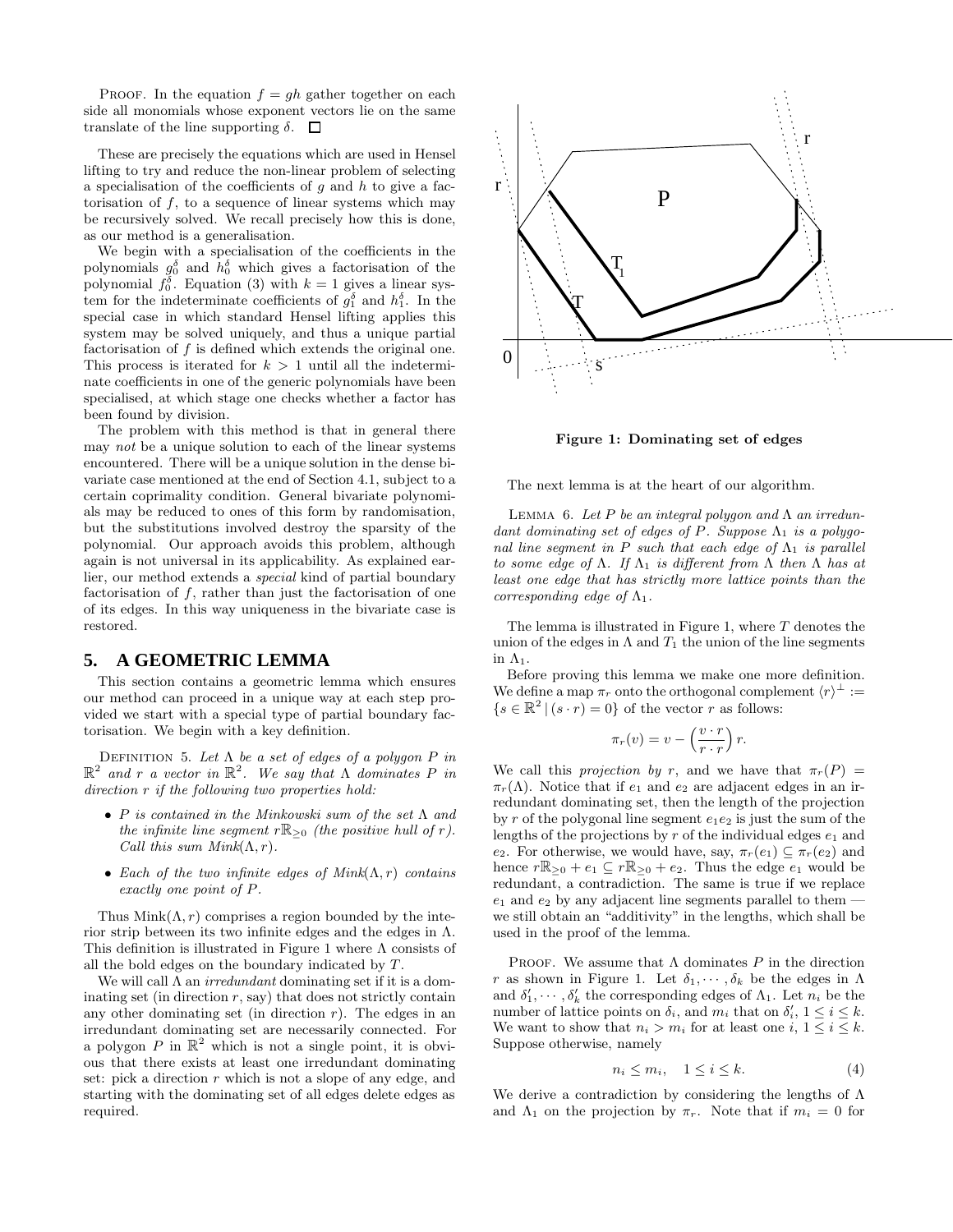PROOF. In the equation $f = gh$ gather together on each side all monomials whose exponent vectors lie on the same translate of the line supporting $\delta$. $\square$

These are precisely the equations which are used in Hensel lifting to try and reduce the non-linear problem of selecting a specialisation of the coefficients of $g$ and $h$ to give a factorisation of $f$, to a sequence of linear systems which may be recursively solved. We recall precisely how this is done, as our method is a generalisation.

We begin with a specialisation of the coefficients in the polynomials $g_0^\delta$ and $h_0^\delta$ which gives a factorisation of the polynomial $f_0^\delta$. Equation (3) with $k = 1$ gives a linear system for the indeterminate coefficients of $g_1^\delta$ and $h_1^\delta$. In the special case in which standard Hensel lifting applies this system may be solved uniquely, and thus a unique partial factorisation of $f$ is defined which extends the original one. This process is iterated for $k > 1$ until all the indeterminate coefficients in one of the generic polynomials have been specialised, at which stage one checks whether a factor has been found by division.

The problem with this method is that in general there may *not* be a unique solution to each of the linear systems encountered. There will be a unique solution in the dense bivariate case mentioned at the end of Section 4.1, subject to a certain coprimality condition. General bivariate polynomials may be reduced to ones of this form by randomisation, but the substitutions involved destroy the sparsity of the polynomial. Our approach avoids this problem, although again is not universal in its applicability. As explained earlier, our method extends a *special* kind of partial boundary factorisation of $f$, rather than just the factorisation of one of its edges. In this way uniqueness in the bivariate case is restored.

## 5. A GEOMETRIC LEMMA

This section contains a geometric lemma which ensures our method can proceed in a unique way at each step provided we start with a special type of partial boundary factorisation. We begin with a key definition.

DEFINITION 5. *Let $\Lambda$ be a set of edges of a polygon $P$ in $\mathbb{R}^2$ and $r$ a vector in $\mathbb{R}^2$. We say that $\Lambda$ dominates $P$ in direction $r$ if the following two properties hold:*

- *$P$ is contained in the Minkowski sum of the set $\Lambda$ and the infinite line segment $r\mathbb{R}_{\geq 0}$ (the positive hull of $r$). Call this sum Mink$(\Lambda, r)$.*
- *Each of the two infinite edges of Mink$(\Lambda, r)$ contains exactly one point of $P$.*

Thus Mink$(\Lambda, r)$ comprises a region bounded by the interior strip between its two infinite edges and the edges in $\Lambda$. This definition is illustrated in Figure 1 where $\Lambda$ consists of all the bold edges on the boundary indicated by $T$.

We will call $\Lambda$ an *irredundant* dominating set if it is a dominating set (in direction $r$, say) that does not strictly contain any other dominating set (in direction $r$). The edges in an irredundant dominating set are necessarily connected. For a polygon $P$ in $\mathbb{R}^2$ which is not a single point, it is obvious that there exists at least one irredundant dominating set: pick a direction $r$ which is not a slope of any edge, and starting with the dominating set of all edges delete edges as required.

**Figure 1: Dominating set of edges**

The next lemma is at the heart of our algorithm.

LEMMA 6. *Let $P$ be an integral polygon and $\Lambda$ an irredundant dominating set of edges of $P$. Suppose $\Lambda_1$ is a polygonal line segment in $P$ such that each edge of $\Lambda_1$ is parallel to some edge of $\Lambda$. If $\Lambda_1$ is different from $\Lambda$ then $\Lambda$ has at least one edge that has strictly more lattice points than the corresponding edge of $\Lambda_1$.*

The lemma is illustrated in Figure 1, where $T$ denotes the union of the edges in $\Lambda$ and $T_1$ the union of the line segments in $\Lambda_1$.

Before proving this lemma we make one more definition. We define a map $\pi_r$ onto the orthogonal complement $\langle r\rangle^\perp := \{s \in \mathbb{R}^2 \,|\, (s \cdot r) = 0\}$ of the vector $r$ as follows:

$$\pi_r(v) = v - \left(\frac{v \cdot r}{r \cdot r}\right) r.$$

We call this *projection by* $r$, and we have that $\pi_r(P) = \pi_r(\Lambda)$. Notice that if $e_1$ and $e_2$ are adjacent edges in an irredundant dominating set, then the length of the projection by $r$ of the polygonal line segment $e_1 e_2$ is just the sum of the lengths of the projections by $r$ of the individual edges $e_1$ and $e_2$. For otherwise, we would have, say, $\pi_r(e_1) \subseteq \pi_r(e_2)$ and hence $r\mathbb{R}_{\geq 0} + e_1 \subseteq r\mathbb{R}_{\geq 0} + e_2$. Thus the edge $e_1$ would be redundant, a contradiction. The same is true if we replace $e_1$ and $e_2$ by any adjacent line segments parallel to them — we still obtain an "additivity" in the lengths, which shall be used in the proof of the lemma.

PROOF. We assume that $\Lambda$ dominates $P$ in the direction $r$ as shown in Figure 1. Let $\delta_1, \cdots, \delta_k$ be the edges in $\Lambda$ and $\delta_1', \cdots, \delta_k'$ the corresponding edges of $\Lambda_1$. Let $n_i$ be the number of lattice points on $\delta_i$, and $m_i$ that on $\delta_i'$, $1 \leq i \leq k$. We want to show that $n_i > m_i$ for at least one $i$, $1 \leq i \leq k$. Suppose otherwise, namely

$$n_i \leq m_i, \quad 1 \leq i \leq k. \tag{4}$$

We derive a contradiction by considering the lengths of $\Lambda$ and $\Lambda_1$ on the projection by $\pi_r$. Note that if $m_i = 0$ for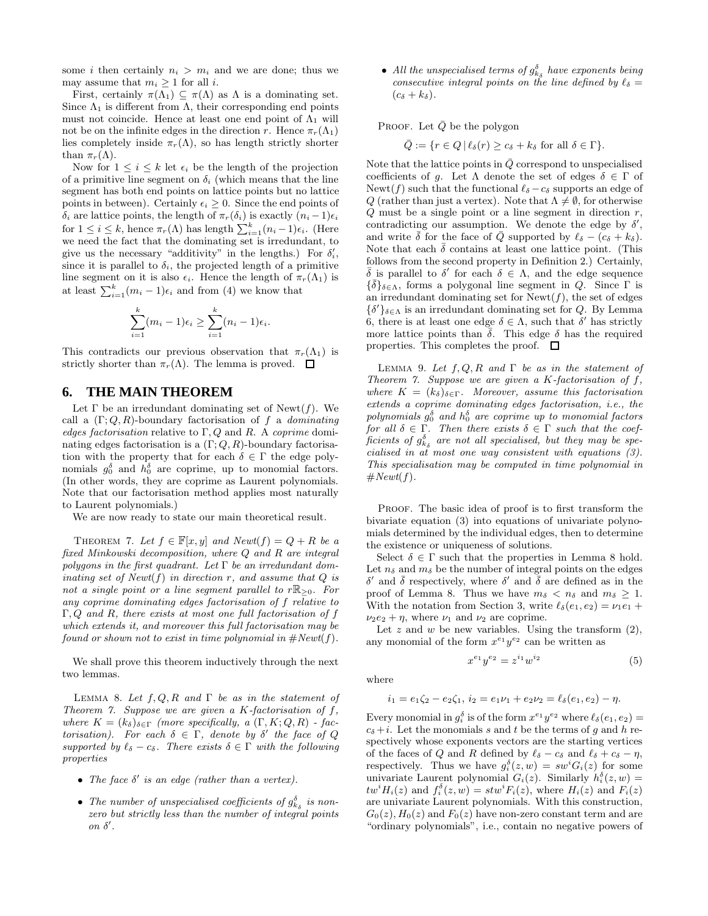some $i$ then certainly $n_i > m_i$ and we are done; thus we may assume that $m_i \geq 1$ for all $i$.

First, certainly $\pi(\Lambda_1) \subseteq \pi(\Lambda)$ as $\Lambda$ is a dominating set. Since $\Lambda_1$ is different from $\Lambda$, their corresponding end points must not coincide. Hence at least one end point of $\Lambda_1$ will not be on the infinite edges in the direction $r$. Hence $\pi_r(\Lambda_1)$ lies completely inside $\pi_r(\Lambda)$, so has length strictly shorter than $\pi_r(\Lambda)$.

Now for $1 \leq i \leq k$ let $\epsilon_i$ be the length of the projection of a primitive line segment on $\delta_i$ (which means that the line segment has both end points on lattice points but no lattice points in between). Certainly $\epsilon_i \geq 0$. Since the end points of $\delta_i$ are lattice points, the length of $\pi_r(\delta_i)$ is exactly $(n_i - 1)\epsilon_i$ for $1 \leq i \leq k$, hence $\pi_r(\Lambda)$ has length $\sum_{i=1}^{k}(n_i-1)\epsilon_i$. (Here we need the fact that the dominating set is irredundant, to give us the necessary "additivity" in the lengths.) For $\delta_i'$, since it is parallel to $\delta_i$, the projected length of a primitive line segment on it is also $\epsilon_i$. Hence the length of $\pi_r(\Lambda_1)$ is at least $\sum_{i=1}^{k}(m_i-1)\epsilon_i$ and from (4) we know that

$$\sum_{i=1}^{k}(m_i-1)\epsilon_i \geq \sum_{i=1}^{k}(n_i-1)\epsilon_i.$$

This contradicts our previous observation that $\pi_r(\Lambda_1)$ is strictly shorter than $\pi_r(\Lambda)$. The lemma is proved. ☐

## 6. THE MAIN THEOREM

Let $\Gamma$ be an irredundant dominating set of $\mathrm{Newt}(f)$. We call a $(\Gamma; Q, R)$-boundary factorisation of $f$ a *dominating edges factorisation* relative to $\Gamma, Q$ and $R$. A *coprime* dominating edges factorisation is a $(\Gamma; Q, R)$-boundary factorisation with the property that for each $\delta \in \Gamma$ the edge polynomials $g_0^\delta$ and $h_0^\delta$ are coprime, up to monomial factors. (In other words, they are coprime as Laurent polynomials. Note that our factorisation method applies most naturally to Laurent polynomials.)

We are now ready to state our main theoretical result.

Theorem 7. *Let $f \in \mathbb{F}[x, y]$ and $Newt(f) = Q + R$ be a fixed Minkowski decomposition, where $Q$ and $R$ are integral polygons in the first quadrant. Let $\Gamma$ be an irredundant dominating set of $Newt(f)$ in direction $r$, and assume that $Q$ is not a single point or a line segment parallel to $r\mathbb{R}_{\geq 0}$. For any coprime dominating edges factorisation of $f$ relative to $\Gamma, Q$ and $R$, there exists at most one full factorisation of $f$ which extends it, and moreover this full factorisation may be found or shown not to exist in time polynomial in $\#Newt(f)$.*

We shall prove this theorem inductively through the next two lemmas.

Lemma 8. *Let $f, Q, R$ and $\Gamma$ be as in the statement of Theorem 7. Suppose we are given a $K$-factorisation of $f$, where $K = (k_\delta)_{\delta\in\Gamma}$ (more specifically, a $(\Gamma, K; Q, R)$ - factorisation). For each $\delta \in \Gamma$, denote by $\delta'$ the face of $Q$ supported by $\ell_\delta - c_\delta$. There exists $\delta \in \Gamma$ with the following properties*

- *The face $\delta'$ is an edge (rather than a vertex).*
- *The number of unspecialised coefficients of $g_{k_\delta}^\delta$ is non-zero but strictly less than the number of integral points on $\delta'$.*
- *All the unspecialised terms of $g_{k_\delta}^\delta$ have exponents being consecutive integral points on the line defined by $\ell_\delta = (c_\delta + k_\delta)$.*

Proof. Let $\bar{Q}$ be the polygon

$$\bar{Q} := \{r \in Q \,|\, \ell_\delta(r) \geq c_\delta + k_\delta \text{ for all } \delta \in \Gamma\}.$$

Note that the lattice points in $\bar{Q}$ correspond to unspecialised coefficients of $g$. Let $\Lambda$ denote the set of edges $\delta \in \Gamma$ of $\mathrm{Newt}(f)$ such that the functional $\ell_\delta - c_\delta$ supports an edge of $Q$ (rather than just a vertex). Note that $\Lambda \neq \emptyset$, for otherwise $Q$ must be a single point or a line segment in direction $r$, contradicting our assumption. We denote the edge by $\delta'$, and write $\bar{\delta}$ for the face of $\bar{Q}$ supported by $\ell_\delta - (c_\delta + k_\delta)$. Note that each $\bar{\delta}$ contains at least one lattice point. (This follows from the second property in Definition 2.) Certainly, $\bar{\delta}$ is parallel to $\delta'$ for each $\delta \in \Lambda$, and the edge sequence $\{\bar{\delta}\}_{\delta\in\Lambda}$, forms a polygonal line segment in $Q$. Since $\Gamma$ is an irredundant dominating set for $\mathrm{Newt}(f)$, the set of edges $\{\delta'\}_{\delta\in\Lambda}$ is an irredundant dominating set for $Q$. By Lemma 6, there is at least one edge $\delta \in \Lambda$, such that $\delta'$ has strictly more lattice points than $\bar{\delta}$. This edge $\delta$ has the required properties. This completes the proof. ☐

Lemma 9. *Let $f, Q, R$ and $\Gamma$ be as in the statement of Theorem 7. Suppose we are given a $K$-factorisation of $f$, where $K = (k_\delta)_{\delta\in\Gamma}$. Moreover, assume this factorisation extends a coprime dominating edges factorisation, i.e., the polynomials $g_0^\delta$ and $h_0^\delta$ are coprime up to monomial factors for all $\delta \in \Gamma$. Then there exists $\delta \in \Gamma$ such that the coefficients of $g_{k_\delta}^\delta$ are not all specialised, but they may be specialised in at most one way consistent with equations (3). This specialisation may be computed in time polynomial in $\#Newt(f)$.*

Proof. The basic idea of proof is to first transform the bivariate equation (3) into equations of univariate polynomials determined by the individual edges, then to determine the existence or uniqueness of solutions.

Select $\delta \in \Gamma$ such that the properties in Lemma 8 hold. Let $n_\delta$ and $m_\delta$ be the number of integral points on the edges $\delta'$ and $\bar{\delta}$ respectively, where $\delta'$ and $\bar{\delta}$ are defined as in the proof of Lemma 8. Thus we have $m_\delta < n_\delta$ and $m_\delta \geq 1$. With the notation from Section 3, write $\ell_\delta(e_1, e_2) = \nu_1 e_1 + \nu_2 e_2 + \eta$, where $\nu_1$ and $\nu_2$ are coprime.

Let $z$ and $w$ be new variables. Using the transform (2), any monomial of the form $x^{e_1}y^{e_2}$ can be written as

$$x^{e_1}y^{e_2} = z^{i_1}w^{i_2} \tag{5}$$

where

$$i_1 = e_1\zeta_2 - e_2\zeta_1,\; i_2 = e_1\nu_1 + e_2\nu_2 = \ell_\delta(e_1, e_2) - \eta.$$

Every monomial in $g_i^\delta$ is of the form $x^{e_1}y^{e_2}$ where $\ell_\delta(e_1, e_2) = c_\delta + i$. Let the monomials $s$ and $t$ be the terms of $g$ and $h$ respectively whose exponents vectors are the starting vertices of the faces of $Q$ and $R$ defined by $\ell_\delta - c_\delta$ and $\ell_\delta + c_\delta - \eta$, respectively. Thus we have $g_i^\delta(z, w) = sw^iG_i(z)$ for some univariate Laurent polynomial $G_i(z)$. Similarly $h_i^\delta(z, w) = tw^iH_i(z)$ and $f_i^\delta(z, w) = stw^iF_i(z)$, where $H_i(z)$ and $F_i(z)$ are univariate Laurent polynomials. With this construction, $G_0(z)$, $H_0(z)$ and $F_0(z)$ have non-zero constant term and are "ordinary polynomials", i.e., contain no negative powers of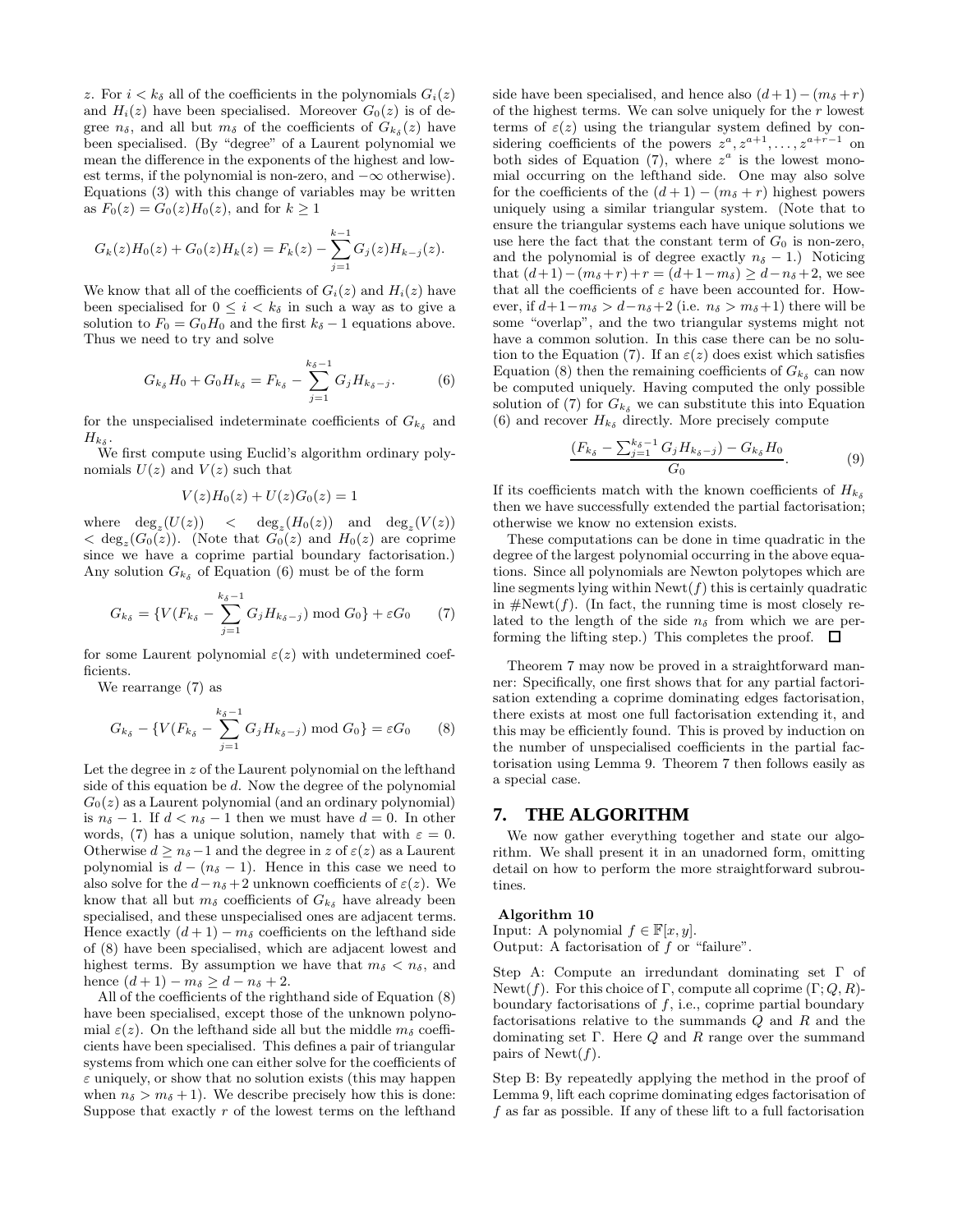$z$. For $i < k_\delta$ all of the coefficients in the polynomials $G_i(z)$ and $H_i(z)$ have been specialised. Moreover $G_0(z)$ is of degree $n_\delta$, and all but $m_\delta$ of the coefficients of $G_{k_\delta}(z)$ have been specialised. (By "degree" of a Laurent polynomial we mean the difference in the exponents of the highest and lowest terms, if the polynomial is non-zero, and $-\infty$ otherwise). Equations (3) with this change of variables may be written as $F_0(z) = G_0(z)H_0(z)$, and for $k \geq 1$

$$G_k(z)H_0(z) + G_0(z)H_k(z) = F_k(z) - \sum_{j=1}^{k-1} G_j(z)H_{k-j}(z).$$

We know that all of the coefficients of $G_i(z)$ and $H_i(z)$ have been specialised for $0 \leq i < k_\delta$ in such a way as to give a solution to $F_0 = G_0 H_0$ and the first $k_\delta - 1$ equations above. Thus we need to try and solve

$$G_{k_\delta} H_0 + G_0 H_{k_\delta} = F_{k_\delta} - \sum_{j=1}^{k_\delta - 1} G_j H_{k_\delta - j}. \tag{6}$$

for the unspecialised indeterminate coefficients of $G_{k_\delta}$ and $H_{k_\delta}$.

We first compute using Euclid's algorithm ordinary polynomials $U(z)$ and $V(z)$ such that

$$V(z)H_0(z) + U(z)G_0(z) = 1$$

where $\deg_z(U(z)) < \deg_z(H_0(z))$ and $\deg_z(V(z)) < \deg_z(G_0(z))$. (Note that $G_0(z)$ and $H_0(z)$ are coprime since we have a coprime partial boundary factorisation.) Any solution $G_{k_\delta}$ of Equation (6) must be of the form

$$G_{k_\delta} = \{V(F_{k_\delta} - \sum_{j=1}^{k_\delta - 1} G_j H_{k_\delta - j}) \bmod G_0\} + \varepsilon G_0 \tag{7}$$

for some Laurent polynomial $\varepsilon(z)$ with undetermined coefficients.

We rearrange (7) as

$$G_{k_\delta} - \{V(F_{k_\delta} - \sum_{j=1}^{k_\delta - 1} G_j H_{k_\delta - j}) \bmod G_0\} = \varepsilon G_0 \tag{8}$$

Let the degree in $z$ of the Laurent polynomial on the lefthand side of this equation be $d$. Now the degree of the polynomial $G_0(z)$ as a Laurent polynomial (and an ordinary polynomial) is $n_\delta - 1$. If $d < n_\delta - 1$ then we must have $d = 0$. In other words, (7) has a unique solution, namely that with $\varepsilon = 0$. Otherwise $d \geq n_\delta - 1$ and the degree in $z$ of $\varepsilon(z)$ as a Laurent polynomial is $d - (n_\delta - 1)$. Hence in this case we need to also solve for the $d - n_\delta + 2$ unknown coefficients of $\varepsilon(z)$. We know that all but $m_\delta$ coefficients of $G_{k_\delta}$ have already been specialised, and these unspecialised ones are adjacent terms. Hence exactly $(d+1) - m_\delta$ coefficients on the lefthand side of (8) have been specialised, which are adjacent lowest and highest terms. By assumption we have that $m_\delta < n_\delta$, and hence $(d+1) - m_\delta \geq d - n_\delta + 2$.

All of the coefficients of the righthand side of Equation (8) have been specialised, except those of the unknown polynomial $\varepsilon(z)$. On the lefthand side all but the middle $m_\delta$ coefficients have been specialised. This defines a pair of triangular systems from which one can either solve for the coefficients of $\varepsilon$ uniquely, or show that no solution exists (this may happen when $n_\delta > m_\delta + 1$). We describe precisely how this is done: Suppose that exactly $r$ of the lowest terms on the lefthand side have been specialised, and hence also $(d+1) - (m_\delta + r)$ of the highest terms. We can solve uniquely for the $r$ lowest terms of $\varepsilon(z)$ using the triangular system defined by considering coefficients of the powers $z^a, z^{a+1}, \ldots, z^{a+r-1}$ on both sides of Equation (7), where $z^a$ is the lowest monomial occurring on the lefthand side. One may also solve for the coefficients of the $(d+1) - (m_\delta + r)$ highest powers uniquely using a similar triangular system. (Note that to ensure the triangular systems each have unique solutions we use here the fact that the constant term of $G_0$ is non-zero, and the polynomial is of degree exactly $n_\delta - 1$.) Noticing that $(d+1) - (m_\delta + r) + r = (d + 1 - m_\delta) \geq d - n_\delta + 2$, we see that all the coefficients of $\varepsilon$ have been accounted for. However, if $d + 1 - m_\delta > d - n_\delta + 2$ (i.e. $n_\delta > m_\delta + 1$) there will be some "overlap", and the two triangular systems might not have a common solution. In this case there can be no solution to the Equation (7). If an $\varepsilon(z)$ does exist which satisfies Equation (8) then the remaining coefficients of $G_{k_\delta}$ can now be computed uniquely. Having computed the only possible solution of (7) for $G_{k_\delta}$ we can substitute this into Equation (6) and recover $H_{k_\delta}$ directly. More precisely compute

$$\frac{(F_{k_\delta} - \sum_{j=1}^{k_\delta - 1} G_j H_{k_\delta - j}) - G_{k_\delta} H_0}{G_0}. \tag{9}$$

If its coefficients match with the known coefficients of $H_{k_\delta}$ then we have successfully extended the partial factorisation; otherwise we know no extension exists.

These computations can be done in time quadratic in the degree of the largest polynomial occurring in the above equations. Since all polynomials are Newton polytopes which are line segments lying within $\mathrm{Newt}(f)$ this is certainly quadratic in $\#\mathrm{Newt}(f)$. (In fact, the running time is most closely related to the length of the side $n_\delta$ from which we are performing the lifting step.) This completes the proof. □

Theorem 7 may now be proved in a straightforward manner: Specifically, one first shows that for any partial factorisation extending a coprime dominating edges factorisation, there exists at most one full factorisation extending it, and this may be efficiently found. This is proved by induction on the number of unspecialised coefficients in the partial factorisation using Lemma 9. Theorem 7 then follows easily as a special case.

## 7. THE ALGORITHM

We now gather everything together and state our algorithm. We shall present it in an unadorned form, omitting detail on how to perform the more straightforward subroutines.

**Algorithm 10**
Input: A polynomial $f \in \mathbb{F}[x, y]$.
Output: A factorisation of $f$ or "failure".

Step A: Compute an irredundant dominating set $\Gamma$ of $\mathrm{Newt}(f)$. For this choice of $\Gamma$, compute all coprime $(\Gamma; Q, R)$-boundary factorisations of $f$, i.e., coprime partial boundary factorisations relative to the summands $Q$ and $R$ and the dominating set $\Gamma$. Here $Q$ and $R$ range over the summand pairs of $\mathrm{Newt}(f)$.

Step B: By repeatedly applying the method in the proof of Lemma 9, lift each coprime dominating edges factorisation of $f$ as far as possible. If any of these lift to a full factorisation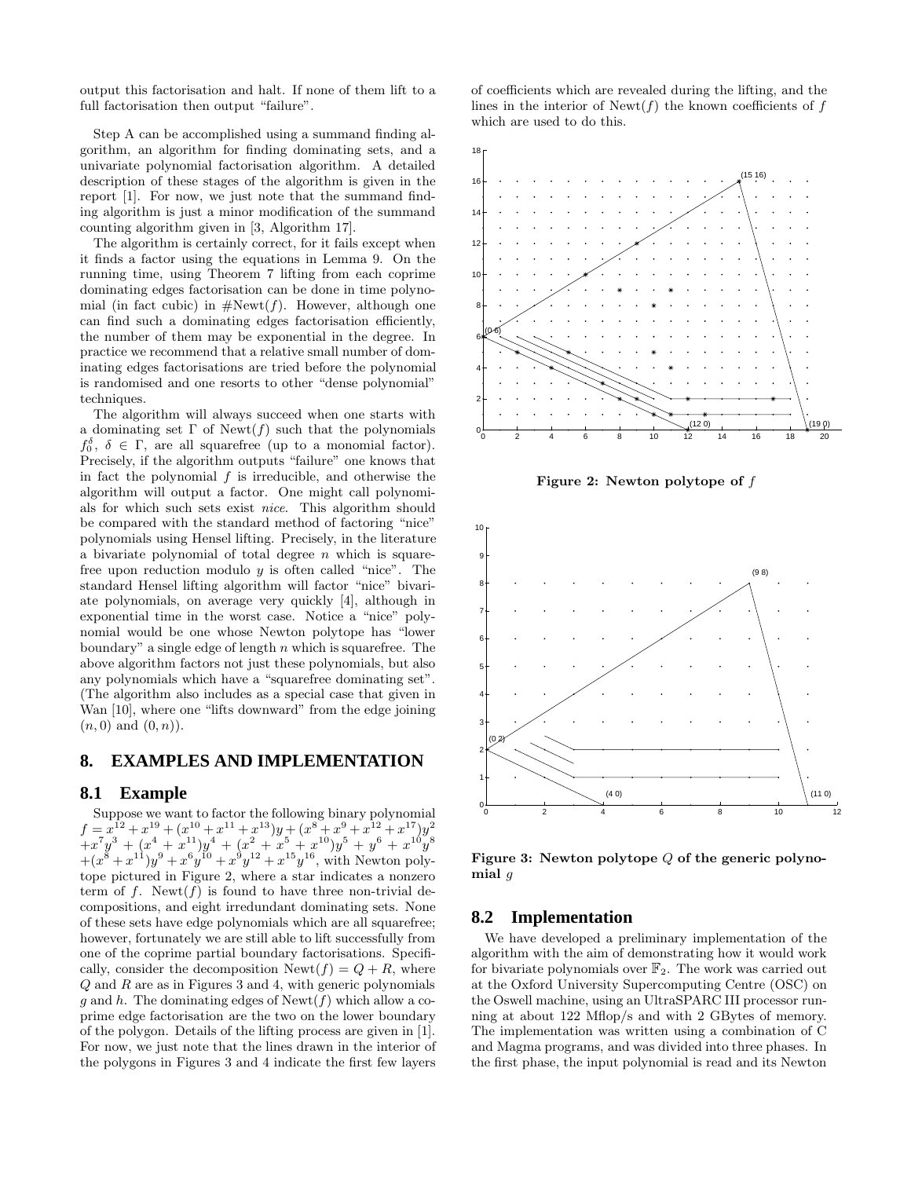output this factorisation and halt. If none of them lift to a full factorisation then output "failure".

Step A can be accomplished using a summand finding algorithm, an algorithm for finding dominating sets, and a univariate polynomial factorisation algorithm. A detailed description of these stages of the algorithm is given in the report [1]. For now, we just note that the summand finding algorithm is just a minor modification of the summand counting algorithm given in [3, Algorithm 17].

The algorithm is certainly correct, for it fails except when it finds a factor using the equations in Lemma 9. On the running time, using Theorem 7 lifting from each coprime dominating edges factorisation can be done in time polynomial (in fact cubic) in $\#\mathrm{Newt}(f)$. However, although one can find such a dominating edges factorisation efficiently, the number of them may be exponential in the degree. In practice we recommend that a relative small number of dominating edges factorisations are tried before the polynomial is randomised and one resorts to other "dense polynomial" techniques.

The algorithm will always succeed when one starts with a dominating set $\Gamma$ of $\mathrm{Newt}(f)$ such that the polynomials $f_0^\delta$, $\delta \in \Gamma$, are all squarefree (up to a monomial factor). Precisely, if the algorithm outputs "failure" one knows that in fact the polynomial $f$ is irreducible, and otherwise the algorithm will output a factor. One might call polynomials for which such sets exist *nice*. This algorithm should be compared with the standard method of factoring "nice" polynomials using Hensel lifting. Precisely, in the literature a bivariate polynomial of total degree $n$ which is squarefree upon reduction modulo $y$ is often called "nice". The standard Hensel lifting algorithm will factor "nice" bivariate polynomials, on average very quickly [4], although in exponential time in the worst case. Notice a "nice" polynomial would be one whose Newton polytope has "lower boundary" a single edge of length $n$ which is squarefree. The above algorithm factors not just these polynomials, but also any polynomials which have a "squarefree dominating set". (The algorithm also includes as a special case that given in Wan [10], where one "lifts downward" from the edge joining $(n, 0)$ and $(0, n)$).

## 8. EXAMPLES AND IMPLEMENTATION

### 8.1 Example

Suppose we want to factor the following binary polynomial $f = x^{12} + x^{19} + (x^{10} + x^{11} + x^{13})y + (x^8 + x^9 + x^{12} + x^{17})y^2 + x^7y^3 + (x^4 + x^{11})y^4 + (x^2 + x^5 + x^{10})y^5 + y^6 + x^{10}y^8 + (x^8 + x^{11})y^9 + x^6y^{10} + x^9y^{12} + x^{15}y^{16}$, with Newton polytope pictured in Figure 2, where a star indicates a nonzero term of $f$. $\mathrm{Newt}(f)$ is found to have three non-trivial decompositions, and eight irredundant dominating sets. None of these sets have edge polynomials which are all squarefree; however, fortunately we are still able to lift successfully from one of the coprime partial boundary factorisations. Specifically, consider the decomposition $\mathrm{Newt}(f) = Q + R$, where $Q$ and $R$ are as in Figures 3 and 4, with generic polynomials $g$ and $h$. The dominating edges of $\mathrm{Newt}(f)$ which allow a coprime edge factorisation are the two on the lower boundary of the polygon. Details of the lifting process are given in [1]. For now, we just note that the lines drawn in the interior of the polygons in Figures 3 and 4 indicate the first few layers of coefficients which are revealed during the lifting, and the lines in the interior of $\mathrm{Newt}(f)$ the known coefficients of $f$ which are used to do this.

**Figure 2: Newton polytope of $f$**

**Figure 3: Newton polytope $Q$ of the generic polynomial $g$**

### 8.2 Implementation

We have developed a preliminary implementation of the algorithm with the aim of demonstrating how it would work for bivariate polynomials over $\mathbb{F}_2$. The work was carried out at the Oxford University Supercomputing Centre (OSC) on the Oswell machine, using an UltraSPARC III processor running at about 122 Mflop/s and with 2 GBytes of memory. The implementation was written using a combination of C and Magma programs, and was divided into three phases. In the first phase, the input polynomial is read and its Newton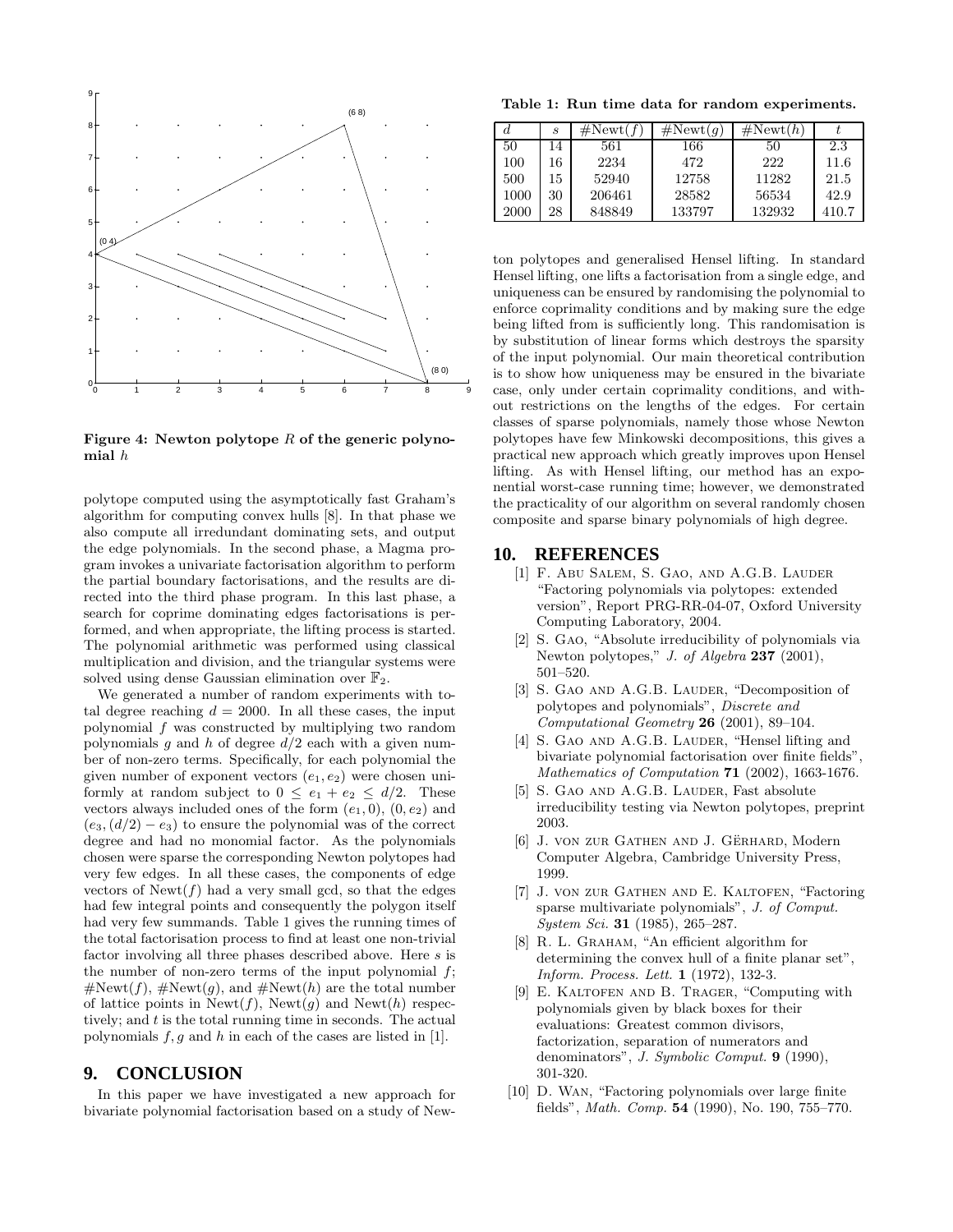9
8
7
6
5
4
3
2
1
0
0 1 2 3 4 5 6 7 8 9
(6 8)
(0 4)
(8 0)

**Figure 4: Newton polytope $R$ of the generic polynomial $h$**

polytope computed using the asymptotically fast Graham's algorithm for computing convex hulls [8]. In that phase we also compute all irredundant dominating sets, and output the edge polynomials. In the second phase, a Magma program invokes a univariate factorisation algorithm to perform the partial boundary factorisations, and the results are directed into the third phase program. In this last phase, a search for coprime dominating edges factorisations is performed, and when appropriate, the lifting process is started. The polynomial arithmetic was performed using classical multiplication and division, and the triangular systems were solved using dense Gaussian elimination over $\mathbb{F}_2$.

We generated a number of random experiments with total degree reaching $d = 2000$. In all these cases, the input polynomial $f$ was constructed by multiplying two random polynomials $g$ and $h$ of degree $d/2$ each with a given number of non-zero terms. Specifically, for each polynomial the given number of exponent vectors $(e_1, e_2)$ were chosen uniformly at random subject to $0 \le e_1 + e_2 \le d/2$. These vectors always included ones of the form $(e_1, 0)$, $(0, e_2)$ and $(e_3, (d/2) - e_3)$ to ensure the polynomial was of the correct degree and had no monomial factor. As the polynomials chosen were sparse the corresponding Newton polytopes had very few edges. In all these cases, the components of edge vectors of $\mathrm{Newt}(f)$ had a very small gcd, so that the edges had few integral points and consequently the polygon itself had very few summands. Table 1 gives the running times of the total factorisation process to find at least one non-trivial factor involving all three phases described above. Here $s$ is the number of non-zero terms of the input polynomial $f$; $\#\mathrm{Newt}(f)$, $\#\mathrm{Newt}(g)$, and $\#\mathrm{Newt}(h)$ are the total number of lattice points in $\mathrm{Newt}(f)$, $\mathrm{Newt}(g)$ and $\mathrm{Newt}(h)$ respectively; and $t$ is the total running time in seconds. The actual polynomials $f, g$ and $h$ in each of the cases are listed in [1].

**Table 1: Run time data for random experiments.**

| $d$ | $s$ | $\#\mathrm{Newt}(f)$ | $\#\mathrm{Newt}(g)$ | $\#\mathrm{Newt}(h)$ | $t$ |
|---|---|---|---|---|---|
| 50 | 14 | 561 | 166 | 50 | 2.3 |
| 100 | 16 | 2234 | 472 | 222 | 11.6 |
| 500 | 15 | 52940 | 12758 | 11282 | 21.5 |
| 1000 | 30 | 206461 | 28582 | 56534 | 42.9 |
| 2000 | 28 | 848849 | 133797 | 132932 | 410.7 |

## 9. CONCLUSION

In this paper we have investigated a new approach for bivariate polynomial factorisation based on a study of Newton polytopes and generalised Hensel lifting. In standard Hensel lifting, one lifts a factorisation from a single edge, and uniqueness can be ensured by randomising the polynomial to enforce coprimality conditions and by making sure the edge being lifted from is sufficiently long. This randomisation is by substitution of linear forms which destroys the sparsity of the input polynomial. Our main theoretical contribution is to show how uniqueness may be ensured in the bivariate case, only under certain coprimality conditions, and without restrictions on the lengths of the edges. For certain classes of sparse polynomials, namely those whose Newton polytopes have few Minkowski decompositions, this gives a practical new approach which greatly improves upon Hensel lifting. As with Hensel lifting, our method has an exponential worst-case running time; however, we demonstrated the practicality of our algorithm on several randomly chosen composite and sparse binary polynomials of high degree.

## 10. REFERENCES

[1] F. Abu Salem, S. Gao, and A.G.B. Lauder "Factoring polynomials via polytopes: extended version", Report PRG-RR-04-07, Oxford University Computing Laboratory, 2004.

[2] S. Gao, "Absolute irreducibility of polynomials via Newton polytopes," *J. of Algebra* **237** (2001), 501–520.

[3] S. Gao and A.G.B. Lauder, "Decomposition of polytopes and polynomials", *Discrete and Computational Geometry* **26** (2001), 89–104.

[4] S. Gao and A.G.B. Lauder, "Hensel lifting and bivariate polynomial factorisation over finite fields", *Mathematics of Computation* **71** (2002), 1663-1676.

[5] S. Gao and A.G.B. Lauder, Fast absolute irreducibility testing via Newton polytopes, preprint 2003.

[6] J. von zur Gathen and J. Gërhard, Modern Computer Algebra, Cambridge University Press, 1999.

[7] J. von zur Gathen and E. Kaltofen, "Factoring sparse multivariate polynomials", *J. of Comput. System Sci.* **31** (1985), 265–287.

[8] R. L. Graham, "An efficient algorithm for determining the convex hull of a finite planar set", *Inform. Process. Lett.* **1** (1972), 132-3.

[9] E. Kaltofen and B. Trager, "Computing with polynomials given by black boxes for their evaluations: Greatest common divisors, factorization, separation of numerators and denominators", *J. Symbolic Comput.* **9** (1990), 301-320.

[10] D. Wan, "Factoring polynomials over large finite fields", *Math. Comp.* **54** (1990), No. 190, 755–770.